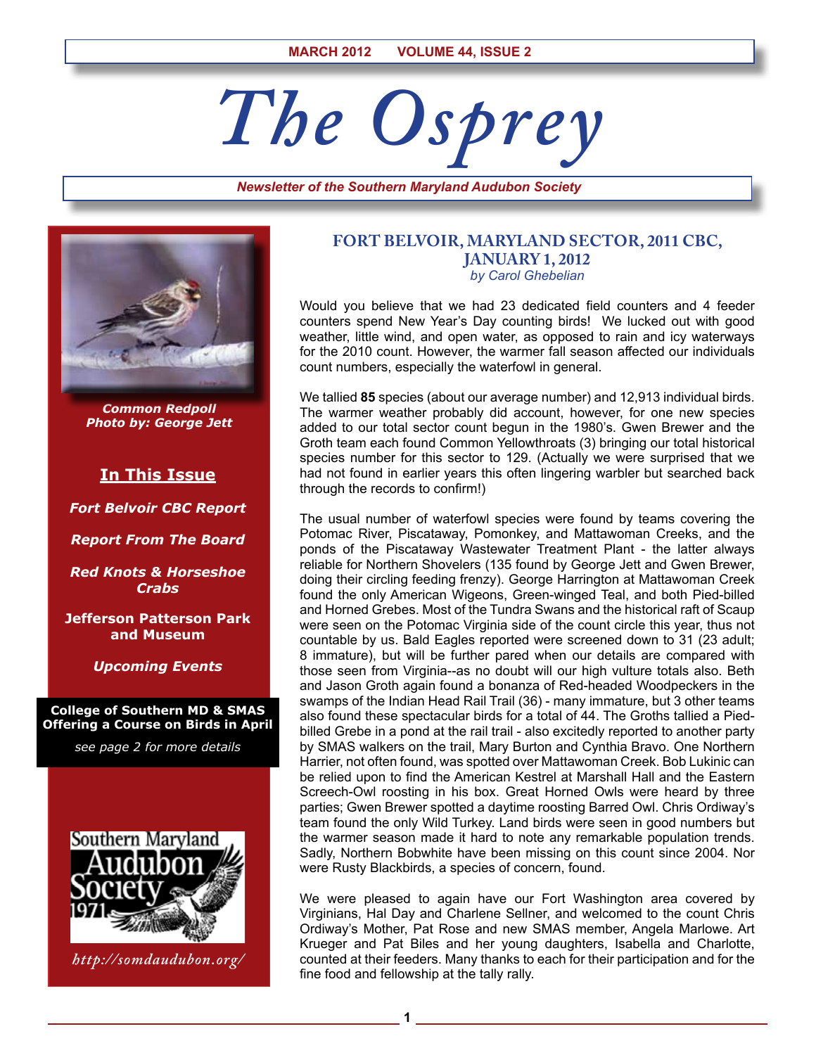MARCH 2012 VOLUME 44, ISSUE 2

# The Osprey

*Newsletter of the Southern Maryland Audubon Society*

***Common Redpoll***
***Photo by: George Jett***

**In This Issue**

***Fort Belvoir CBC Report***

***Report From The Board***

***Red Knots & Horseshoe Crabs***

**Jefferson Patterson Park and Museum**

***Upcoming Events***

**College of Southern MD & SMAS Offering a Course on Birds in April**

*see page 2 for more details*

Southern Maryland Audubon Society 1971

*http://somdaudubon.org/*

## FORT BELVOIR, MARYLAND SECTOR, 2011 CBC, JANUARY 1, 2012

*by Carol Ghebelian*

Would you believe that we had 23 dedicated field counters and 4 feeder counters spend New Year's Day counting birds! We lucked out with good weather, little wind, and open water, as opposed to rain and icy waterways for the 2010 count. However, the warmer fall season affected our individuals count numbers, especially the waterfowl in general.

We tallied **85** species (about our average number) and 12,913 individual birds. The warmer weather probably did account, however, for one new species added to our total sector count begun in the 1980's. Gwen Brewer and the Groth team each found Common Yellowthroats (3) bringing our total historical species number for this sector to 129. (Actually we were surprised that we had not found in earlier years this often lingering warbler but searched back through the records to confirm!)

The usual number of waterfowl species were found by teams covering the Potomac River, Piscataway, Pomonkey, and Mattawoman Creeks, and the ponds of the Piscataway Wastewater Treatment Plant - the latter always reliable for Northern Shovelers (135 found by George Jett and Gwen Brewer, doing their circling feeding frenzy). George Harrington at Mattawoman Creek found the only American Wigeons, Green-winged Teal, and both Pied-billed and Horned Grebes. Most of the Tundra Swans and the historical raft of Scaup were seen on the Potomac Virginia side of the count circle this year, thus not countable by us. Bald Eagles reported were screened down to 31 (23 adult; 8 immature), but will be further pared when our details are compared with those seen from Virginia--as no doubt will our high vulture totals also. Beth and Jason Groth again found a bonanza of Red-headed Woodpeckers in the swamps of the Indian Head Rail Trail (36) - many immature, but 3 other teams also found these spectacular birds for a total of 44. The Groths tallied a Pied-billed Grebe in a pond at the rail trail - also excitedly reported to another party by SMAS walkers on the trail, Mary Burton and Cynthia Bravo. One Northern Harrier, not often found, was spotted over Mattawoman Creek. Bob Lukinic can be relied upon to find the American Kestrel at Marshall Hall and the Eastern Screech-Owl roosting in his box. Great Horned Owls were heard by three parties; Gwen Brewer spotted a daytime roosting Barred Owl. Chris Ordiway's team found the only Wild Turkey. Land birds were seen in good numbers but the warmer season made it hard to note any remarkable population trends. Sadly, Northern Bobwhite have been missing on this count since 2004. Nor were Rusty Blackbirds, a species of concern, found.

We were pleased to again have our Fort Washington area covered by Virginians, Hal Day and Charlene Sellner, and welcomed to the count Chris Ordiway's Mother, Pat Rose and new SMAS member, Angela Marlowe. Art Krueger and Pat Biles and her young daughters, Isabella and Charlotte, counted at their feeders. Many thanks to each for their participation and for the fine food and fellowship at the tally rally.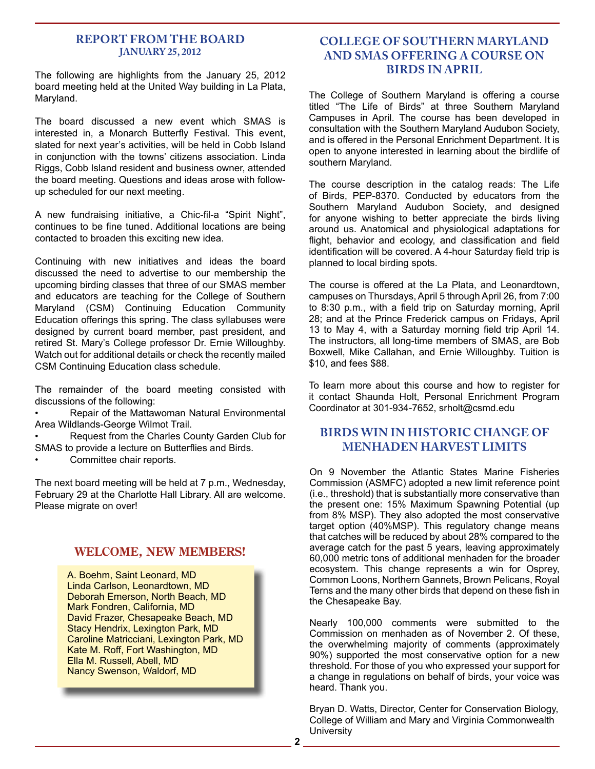## REPORT FROM THE BOARD
### JANUARY 25, 2012

The following are highlights from the January 25, 2012 board meeting held at the United Way building in La Plata, Maryland.

The board discussed a new event which SMAS is interested in, a Monarch Butterfly Festival. This event, slated for next year's activities, will be held in Cobb Island in conjunction with the towns' citizens association. Linda Riggs, Cobb Island resident and business owner, attended the board meeting. Questions and ideas arose with follow-up scheduled for our next meeting.

A new fundraising initiative, a Chic-fil-a "Spirit Night", continues to be fine tuned. Additional locations are being contacted to broaden this exciting new idea.

Continuing with new initiatives and ideas the board discussed the need to advertise to our membership the upcoming birding classes that three of our SMAS member and educators are teaching for the College of Southern Maryland (CSM) Continuing Education Community Education offerings this spring. The class syllabuses were designed by current board member, past president, and retired St. Mary's College professor Dr. Ernie Willoughby. Watch out for additional details or check the recently mailed CSM Continuing Education class schedule.

The remainder of the board meeting consisted with discussions of the following:

- Repair of the Mattawoman Natural Environmental Area Wildlands-George Wilmot Trail.
- Request from the Charles County Garden Club for SMAS to provide a lecture on Butterflies and Birds.
- Committee chair reports.

The next board meeting will be held at 7 p.m., Wednesday, February 29 at the Charlotte Hall Library. All are welcome. Please migrate on over!

## WELCOME, NEW MEMBERS!

A. Boehm, Saint Leonard, MD
Linda Carlson, Leonardtown, MD
Deborah Emerson, North Beach, MD
Mark Fondren, California, MD
David Frazer, Chesapeake Beach, MD
Stacy Hendrix, Lexington Park, MD
Caroline Matricciani, Lexington Park, MD
Kate M. Roff, Fort Washington, MD
Ella M. Russell, Abell, MD
Nancy Swenson, Waldorf, MD

## COLLEGE OF SOUTHERN MARYLAND AND SMAS OFFERING A COURSE ON BIRDS IN APRIL

The College of Southern Maryland is offering a course titled "The Life of Birds" at three Southern Maryland Campuses in April. The course has been developed in consultation with the Southern Maryland Audubon Society, and is offered in the Personal Enrichment Department. It is open to anyone interested in learning about the birdlife of southern Maryland.

The course description in the catalog reads: The Life of Birds, PEP-8370. Conducted by educators from the Southern Maryland Audubon Society, and designed for anyone wishing to better appreciate the birds living around us. Anatomical and physiological adaptations for flight, behavior and ecology, and classification and field identification will be covered. A 4-hour Saturday field trip is planned to local birding spots.

The course is offered at the La Plata, and Leonardtown, campuses on Thursdays, April 5 through April 26, from 7:00 to 8:30 p.m., with a field trip on Saturday morning, April 28; and at the Prince Frederick campus on Fridays, April 13 to May 4, with a Saturday morning field trip April 14. The instructors, all long-time members of SMAS, are Bob Boxwell, Mike Callahan, and Ernie Willoughby. Tuition is $10, and fees $88.

To learn more about this course and how to register for it contact Shaunda Holt, Personal Enrichment Program Coordinator at 301-934-7652, srholt@csmd.edu

## BIRDS WIN IN HISTORIC CHANGE OF MENHADEN HARVEST LIMITS

On 9 November the Atlantic States Marine Fisheries Commission (ASMFC) adopted a new limit reference point (i.e., threshold) that is substantially more conservative than the present one: 15% Maximum Spawning Potential (up from 8% MSP). They also adopted the most conservative target option (40%MSP). This regulatory change means that catches will be reduced by about 28% compared to the average catch for the past 5 years, leaving approximately 60,000 metric tons of additional menhaden for the broader ecosystem. This change represents a win for Osprey, Common Loons, Northern Gannets, Brown Pelicans, Royal Terns and the many other birds that depend on these fish in the Chesapeake Bay.

Nearly 100,000 comments were submitted to the Commission on menhaden as of November 2. Of these, the overwhelming majority of comments (approximately 90%) supported the most conservative option for a new threshold. For those of you who expressed your support for a change in regulations on behalf of birds, your voice was heard. Thank you.

Bryan D. Watts, Director, Center for Conservation Biology, College of William and Mary and Virginia Commonwealth University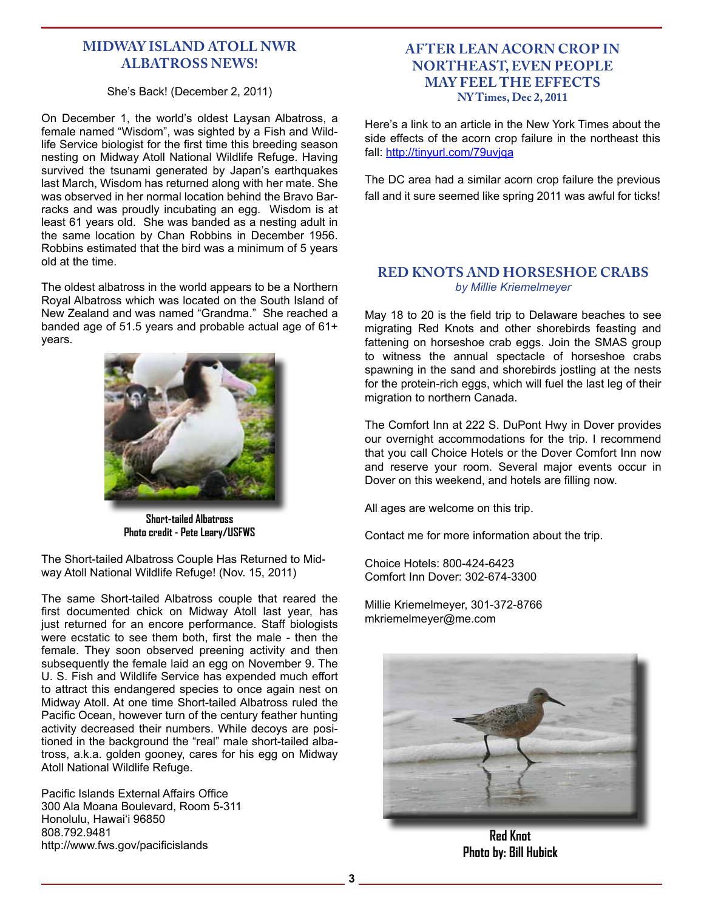## MIDWAY ISLAND ATOLL NWR ALBATROSS NEWS!

She's Back! (December 2, 2011)

On December 1, the world's oldest Laysan Albatross, a female named "Wisdom", was sighted by a Fish and Wildlife Service biologist for the first time this breeding season nesting on Midway Atoll National Wildlife Refuge. Having survived the tsunami generated by Japan's earthquakes last March, Wisdom has returned along with her mate. She was observed in her normal location behind the Bravo Barracks and was proudly incubating an egg. Wisdom is at least 61 years old. She was banded as a nesting adult in the same location by Chan Robbins in December 1956. Robbins estimated that the bird was a minimum of 5 years old at the time.

The oldest albatross in the world appears to be a Northern Royal Albatross which was located on the South Island of New Zealand and was named "Grandma." She reached a banded age of 51.5 years and probable actual age of 61+ years.

**Short-tailed Albatross**
**Photo credit - Pete Leary/USFWS**

The Short-tailed Albatross Couple Has Returned to Midway Atoll National Wildlife Refuge! (Nov. 15, 2011)

The same Short-tailed Albatross couple that reared the first documented chick on Midway Atoll last year, has just returned for an encore performance. Staff biologists were ecstatic to see them both, first the male - then the female. They soon observed preening activity and then subsequently the female laid an egg on November 9. The U. S. Fish and Wildlife Service has expended much effort to attract this endangered species to once again nest on Midway Atoll. At one time Short-tailed Albatross ruled the Pacific Ocean, however turn of the century feather hunting activity decreased their numbers. While decoys are positioned in the background the "real" male short-tailed albatross, a.k.a. golden gooney, cares for his egg on Midway Atoll National Wildlife Refuge.

Pacific Islands External Affairs Office
300 Ala Moana Boulevard, Room 5-311
Honolulu, Hawai'i 96850
808.792.9481
http://www.fws.gov/pacificislands

## AFTER LEAN ACORN CROP IN NORTHEAST, EVEN PEOPLE MAY FEEL THE EFFECTS

**NY Times, Dec 2, 2011**

Here's a link to an article in the New York Times about the side effects of the acorn crop failure in the northeast this fall: http://tinyurl.com/79uvjqa

The DC area had a similar acorn crop failure the previous fall and it sure seemed like spring 2011 was awful for ticks!

## RED KNOTS AND HORSESHOE CRABS

*by Millie Kriemelmeyer*

May 18 to 20 is the field trip to Delaware beaches to see migrating Red Knots and other shorebirds feasting and fattening on horseshoe crab eggs. Join the SMAS group to witness the annual spectacle of horseshoe crabs spawning in the sand and shorebirds jostling at the nests for the protein-rich eggs, which will fuel the last leg of their migration to northern Canada.

The Comfort Inn at 222 S. DuPont Hwy in Dover provides our overnight accommodations for the trip. I recommend that you call Choice Hotels or the Dover Comfort Inn now and reserve your room. Several major events occur in Dover on this weekend, and hotels are filling now.

All ages are welcome on this trip.

Contact me for more information about the trip.

Choice Hotels: 800-424-6423
Comfort Inn Dover: 302-674-3300

Millie Kriemelmeyer, 301-372-8766
mkriemelmeyer@me.com

**Red Knot**
**Photo by: Bill Hubick**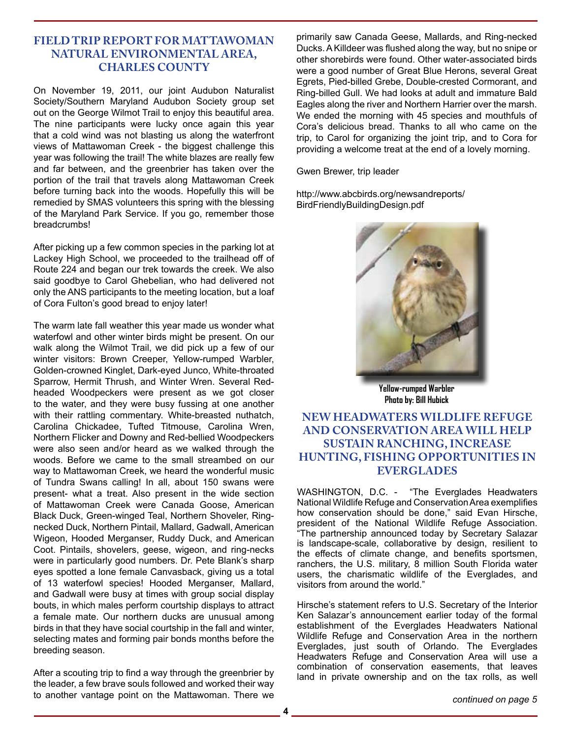## FIELD TRIP REPORT FOR MATTAWOMAN NATURAL ENVIRONMENTAL AREA, CHARLES COUNTY

On November 19, 2011, our joint Audubon Naturalist Society/Southern Maryland Audubon Society group set out on the George Wilmot Trail to enjoy this beautiful area. The nine participants were lucky once again this year that a cold wind was not blasting us along the waterfront views of Mattawoman Creek - the biggest challenge this year was following the trail! The white blazes are really few and far between, and the greenbrier has taken over the portion of the trail that travels along Mattawoman Creek before turning back into the woods. Hopefully this will be remedied by SMAS volunteers this spring with the blessing of the Maryland Park Service. If you go, remember those breadcrumbs!

After picking up a few common species in the parking lot at Lackey High School, we proceeded to the trailhead off of Route 224 and began our trek towards the creek. We also said goodbye to Carol Ghebelian, who had delivered not only the ANS participants to the meeting location, but a loaf of Cora Fulton's good bread to enjoy later!

The warm late fall weather this year made us wonder what waterfowl and other winter birds might be present. On our walk along the Wilmot Trail, we did pick up a few of our winter visitors: Brown Creeper, Yellow-rumped Warbler, Golden-crowned Kinglet, Dark-eyed Junco, White-throated Sparrow, Hermit Thrush, and Winter Wren. Several Red-headed Woodpeckers were present as we got closer to the water, and they were busy fussing at one another with their rattling commentary. White-breasted nuthatch, Carolina Chickadee, Tufted Titmouse, Carolina Wren, Northern Flicker and Downy and Red-bellied Woodpeckers were also seen and/or heard as we walked through the woods. Before we came to the small streambed on our way to Mattawoman Creek, we heard the wonderful music of Tundra Swans calling! In all, about 150 swans were present- what a treat. Also present in the wide section of Mattawoman Creek were Canada Goose, American Black Duck, Green-winged Teal, Northern Shoveler, Ring-necked Duck, Northern Pintail, Mallard, Gadwall, American Wigeon, Hooded Merganser, Ruddy Duck, and American Coot. Pintails, shovelers, geese, wigeon, and ring-necks were in particularly good numbers. Dr. Pete Blank's sharp eyes spotted a lone female Canvasback, giving us a total of 13 waterfowl species! Hooded Merganser, Mallard, and Gadwall were busy at times with group social display bouts, in which males perform courtship displays to attract a female mate. Our northern ducks are unusual among birds in that they have social courtship in the fall and winter, selecting mates and forming pair bonds months before the breeding season.

After a scouting trip to find a way through the greenbrier by the leader, a few brave souls followed and worked their way to another vantage point on the Mattawoman. There we primarily saw Canada Geese, Mallards, and Ring-necked Ducks. A Killdeer was flushed along the way, but no snipe or other shorebirds were found. Other water-associated birds were a good number of Great Blue Herons, several Great Egrets, Pied-billed Grebe, Double-crested Cormorant, and Ring-billed Gull. We had looks at adult and immature Bald Eagles along the river and Northern Harrier over the marsh. We ended the morning with 45 species and mouthfuls of Cora's delicious bread. Thanks to all who came on the trip, to Carol for organizing the joint trip, and to Cora for providing a welcome treat at the end of a lovely morning.

Gwen Brewer, trip leader

http://www.abcbirds.org/newsandreports/BirdFriendlyBuildingDesign.pdf

**Yellow-rumped Warbler**
**Photo by: Bill Hubick**

## NEW HEADWATERS WILDLIFE REFUGE AND CONSERVATION AREA WILL HELP SUSTAIN RANCHING, INCREASE HUNTING, FISHING OPPORTUNITIES IN EVERGLADES

WASHINGTON, D.C. - "The Everglades Headwaters National Wildlife Refuge and Conservation Area exemplifies how conservation should be done," said Evan Hirsche, president of the National Wildlife Refuge Association. "The partnership announced today by Secretary Salazar is landscape-scale, collaborative by design, resilient to the effects of climate change, and benefits sportsmen, ranchers, the U.S. military, 8 million South Florida water users, the charismatic wildlife of the Everglades, and visitors from around the world."

Hirsche's statement refers to U.S. Secretary of the Interior Ken Salazar's announcement earlier today of the formal establishment of the Everglades Headwaters National Wildlife Refuge and Conservation Area in the northern Everglades, just south of Orlando. The Everglades Headwaters Refuge and Conservation Area will use a combination of conservation easements, that leaves land in private ownership and on the tax rolls, as well

*continued on page 5*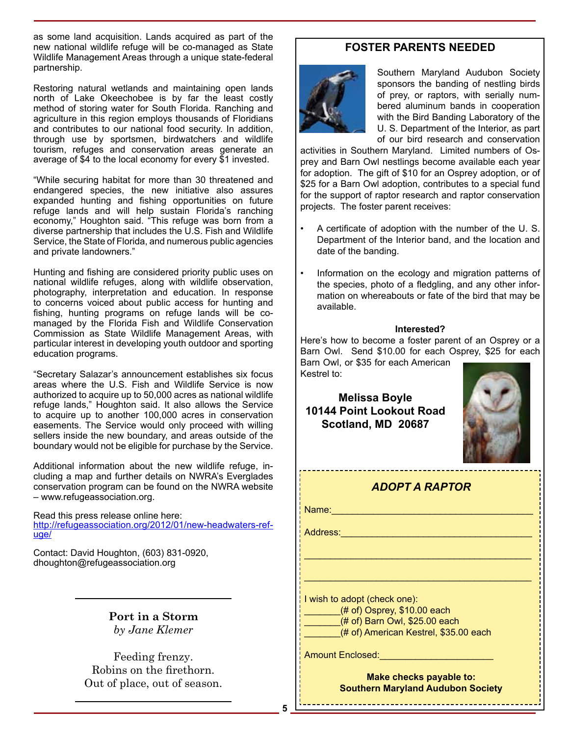as some land acquisition. Lands acquired as part of the new national wildlife refuge will be co-managed as State Wildlife Management Areas through a unique state-federal partnership.

Restoring natural wetlands and maintaining open lands north of Lake Okeechobee is by far the least costly method of storing water for South Florida. Ranching and agriculture in this region employs thousands of Floridians and contributes to our national food security. In addition, through use by sportsmen, birdwatchers and wildlife tourism, refuges and conservation areas generate an average of $4 to the local economy for every $1 invested.

"While securing habitat for more than 30 threatened and endangered species, the new initiative also assures expanded hunting and fishing opportunities on future refuge lands and will help sustain Florida's ranching economy," Houghton said. "This refuge was born from a diverse partnership that includes the U.S. Fish and Wildlife Service, the State of Florida, and numerous public agencies and private landowners."

Hunting and fishing are considered priority public uses on national wildlife refuges, along with wildlife observation, photography, interpretation and education. In response to concerns voiced about public access for hunting and fishing, hunting programs on refuge lands will be co-managed by the Florida Fish and Wildlife Conservation Commission as State Wildlife Management Areas, with particular interest in developing youth outdoor and sporting education programs.

"Secretary Salazar's announcement establishes six focus areas where the U.S. Fish and Wildlife Service is now authorized to acquire up to 50,000 acres as national wildlife refuge lands," Houghton said. It also allows the Service to acquire up to another 100,000 acres in conservation easements. The Service would only proceed with willing sellers inside the new boundary, and areas outside of the boundary would not be eligible for purchase by the Service.

Additional information about the new wildlife refuge, including a map and further details on NWRA's Everglades conservation program can be found on the NWRA website – www.refugeassociation.org.

Read this press release online here:
http://refugeassociation.org/2012/01/new-headwaters-refuge/

Contact: David Houghton, (603) 831-0920, dhoughton@refugeassociation.org

---

**Port in a Storm**
*by Jane Klemer*

Feeding frenzy.
Robins on the firethorn.
Out of place, out of season.

---

## FOSTER PARENTS NEEDED

Southern Maryland Audubon Society sponsors the banding of nestling birds of prey, or raptors, with serially numbered aluminum bands in cooperation with the Bird Banding Laboratory of the U. S. Department of the Interior, as part of our bird research and conservation activities in Southern Maryland. Limited numbers of Osprey and Barn Owl nestlings become available each year for adoption. The gift of $10 for an Osprey adoption, or of $25 for a Barn Owl adoption, contributes to a special fund for the support of raptor research and raptor conservation projects. The foster parent receives:

- A certificate of adoption with the number of the U. S. Department of the Interior band, and the location and date of the banding.
- Information on the ecology and migration patterns of the species, photo of a fledgling, and any other information on whereabouts or fate of the bird that may be available.

**Interested?**

Here's how to become a foster parent of an Osprey or a Barn Owl. Send $10.00 for each Osprey, $25 for each Barn Owl, or $35 for each American Kestrel to:

**Melissa Boyle**
**10144 Point Lookout Road**
**Scotland, MD 20687**

### *ADOPT A RAPTOR*

Name:______________________________________

Address:____________________________________

____________________________________________

____________________________________________

I wish to adopt (check one):
_______(# of) Osprey, $10.00 each
_______(# of) Barn Owl, $25.00 each
_______(# of) American Kestrel, $35.00 each

Amount Enclosed:_____________________

**Make checks payable to:**
**Southern Maryland Audubon Society**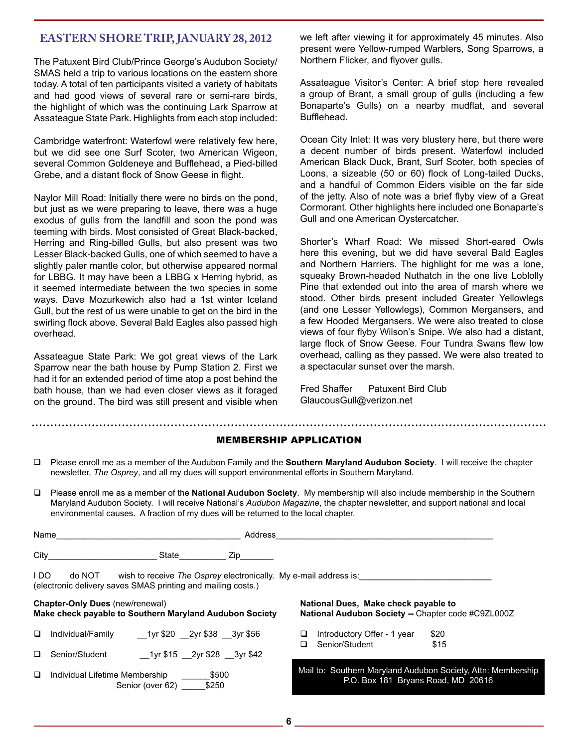## EASTERN SHORE TRIP, JANUARY 28, 2012

The Patuxent Bird Club/Prince George's Audubon Society/ SMAS held a trip to various locations on the eastern shore today. A total of ten participants visited a variety of habitats and had good views of several rare or semi-rare birds, the highlight of which was the continuing Lark Sparrow at Assateague State Park. Highlights from each stop included:

Cambridge waterfront: Waterfowl were relatively few here, but we did see one Surf Scoter, two American Wigeon, several Common Goldeneye and Bufflehead, a Pied-billed Grebe, and a distant flock of Snow Geese in flight.

Naylor Mill Road: Initially there were no birds on the pond, but just as we were preparing to leave, there was a huge exodus of gulls from the landfill and soon the pond was teeming with birds. Most consisted of Great Black-backed, Herring and Ring-billed Gulls, but also present was two Lesser Black-backed Gulls, one of which seemed to have a slightly paler mantle color, but otherwise appeared normal for LBBG. It may have been a LBBG x Herring hybrid, as it seemed intermediate between the two species in some ways. Dave Mozurkewich also had a 1st winter Iceland Gull, but the rest of us were unable to get on the bird in the swirling flock above. Several Bald Eagles also passed high overhead.

Assateague State Park: We got great views of the Lark Sparrow near the bath house by Pump Station 2. First we had it for an extended period of time atop a post behind the bath house, than we had even closer views as it foraged on the ground. The bird was still present and visible when we left after viewing it for approximately 45 minutes. Also present were Yellow-rumped Warblers, Song Sparrows, a Northern Flicker, and flyover gulls.

Assateague Visitor's Center: A brief stop here revealed a group of Brant, a small group of gulls (including a few Bonaparte's Gulls) on a nearby mudflat, and several Bufflehead.

Ocean City Inlet: It was very blustery here, but there were a decent number of birds present. Waterfowl included American Black Duck, Brant, Surf Scoter, both species of Loons, a sizeable (50 or 60) flock of Long-tailed Ducks, and a handful of Common Eiders visible on the far side of the jetty. Also of note was a brief flyby view of a Great Cormorant. Other highlights here included one Bonaparte's Gull and one American Oystercatcher.

Shorter's Wharf Road: We missed Short-eared Owls here this evening, but we did have several Bald Eagles and Northern Harriers. The highlight for me was a lone, squeaky Brown-headed Nuthatch in the one live Loblolly Pine that extended out into the area of marsh where we stood. Other birds present included Greater Yellowlegs (and one Lesser Yellowlegs), Common Mergansers, and a few Hooded Mergansers. We were also treated to close views of four flyby Wilson's Snipe. We also had a distant, large flock of Snow Geese. Four Tundra Swans flew low overhead, calling as they passed. We were also treated to a spectacular sunset over the marsh.

Fred Shaffer Patuxent Bird Club
GlaucousGull@verizon.net

## MEMBERSHIP APPLICATION

- ❑ Please enroll me as a member of the Audubon Family and the **Southern Maryland Audubon Society**. I will receive the chapter newsletter, *The Osprey*, and all my dues will support environmental efforts in Southern Maryland.
- ❑ Please enroll me as a member of the **National Audubon Society**. My membership will also include membership in the Southern Maryland Audubon Society. I will receive National's *Audubon Magazine*, the chapter newsletter, and support national and local environmental causes. A fraction of my dues will be returned to the local chapter.

Name______________________________________ Address_____________________________________________

City______________________ State__________ Zip_______

I DO do NOT wish to receive *The Osprey* electronically. My e-mail address is:___________________________
(electronic delivery saves SMAS printing and mailing costs.)

**Chapter-Only Dues** (new/renewal)
**Make check payable to Southern Maryland Audubon Society**

- ❑ Individual/Family __1yr $20 __2yr $38 __3yr $56
- ❑ Senior/Student __1yr $15 __2yr $28 __3yr $42
- ❑ Individual Lifetime Membership ______$500
  Senior (over 62) _____$250

**National Dues, Make check payable to**
**National Audubon Society --** Chapter code #C9ZL000Z

- ❑ Introductory Offer - 1 year $20
- ❑ Senior/Student $15

Mail to: Southern Maryland Audubon Society, Attn: Membership
P.O. Box 181 Bryans Road, MD 20616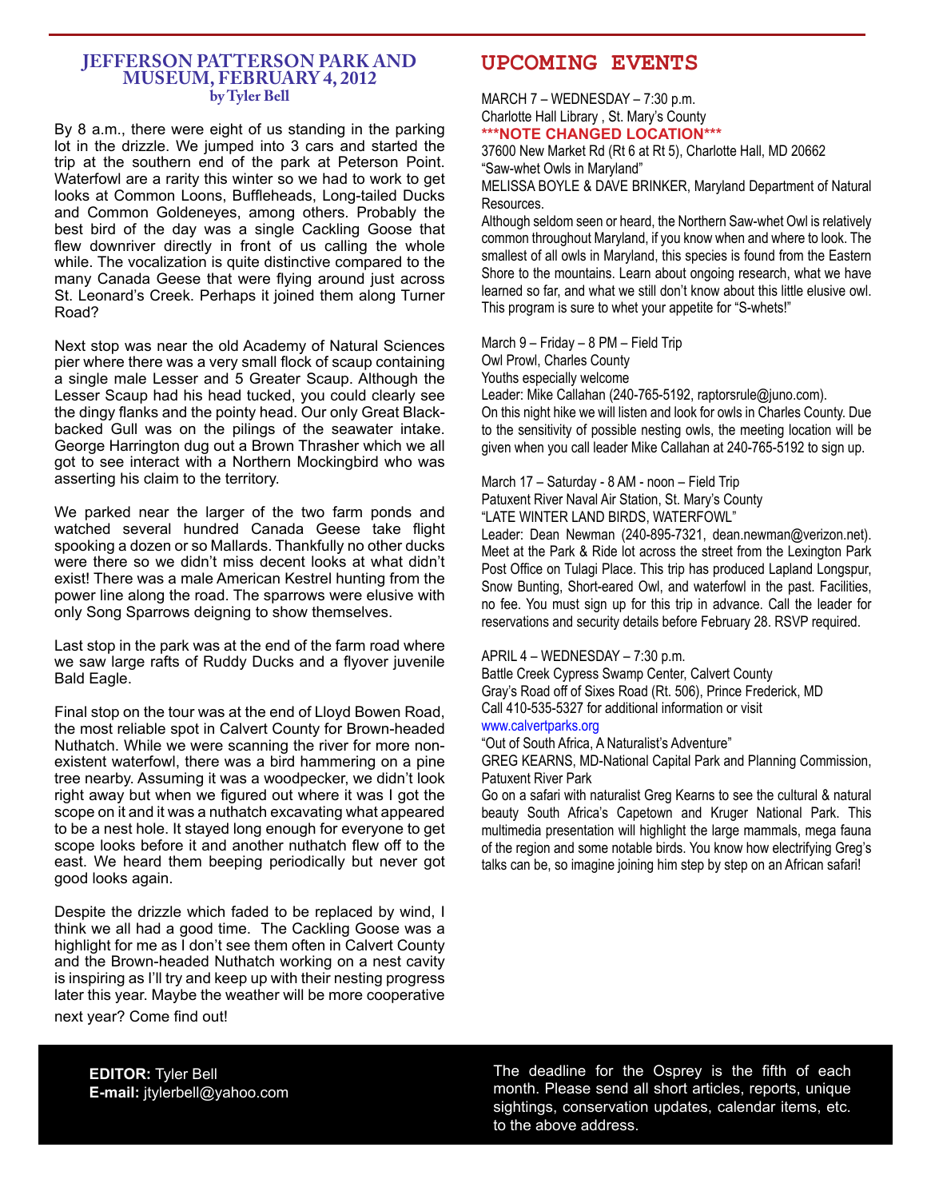## JEFFERSON PATTERSON PARK AND MUSEUM, FEBRUARY 4, 2012

**by Tyler Bell**

By 8 a.m., there were eight of us standing in the parking lot in the drizzle. We jumped into 3 cars and started the trip at the southern end of the park at Peterson Point. Waterfowl are a rarity this winter so we had to work to get looks at Common Loons, Buffleheads, Long-tailed Ducks and Common Goldeneyes, among others. Probably the best bird of the day was a single Cackling Goose that flew downriver directly in front of us calling the whole while. The vocalization is quite distinctive compared to the many Canada Geese that were flying around just across St. Leonard's Creek. Perhaps it joined them along Turner Road?

Next stop was near the old Academy of Natural Sciences pier where there was a very small flock of scaup containing a single male Lesser and 5 Greater Scaup. Although the Lesser Scaup had his head tucked, you could clearly see the dingy flanks and the pointy head. Our only Great Black-backed Gull was on the pilings of the seawater intake. George Harrington dug out a Brown Thrasher which we all got to see interact with a Northern Mockingbird who was asserting his claim to the territory.

We parked near the larger of the two farm ponds and watched several hundred Canada Geese take flight spooking a dozen or so Mallards. Thankfully no other ducks were there so we didn't miss decent looks at what didn't exist! There was a male American Kestrel hunting from the power line along the road. The sparrows were elusive with only Song Sparrows deigning to show themselves.

Last stop in the park was at the end of the farm road where we saw large rafts of Ruddy Ducks and a flyover juvenile Bald Eagle.

Final stop on the tour was at the end of Lloyd Bowen Road, the most reliable spot in Calvert County for Brown-headed Nuthatch. While we were scanning the river for more non-existent waterfowl, there was a bird hammering on a pine tree nearby. Assuming it was a woodpecker, we didn't look right away but when we figured out where it was I got the scope on it and it was a nuthatch excavating what appeared to be a nest hole. It stayed long enough for everyone to get scope looks before it and another nuthatch flew off to the east. We heard them beeping periodically but never got good looks again.

Despite the drizzle which faded to be replaced by wind, I think we all had a good time. The Cackling Goose was a highlight for me as I don't see them often in Calvert County and the Brown-headed Nuthatch working on a nest cavity is inspiring as I'll try and keep up with their nesting progress later this year. Maybe the weather will be more cooperative next year? Come find out!

## UPCOMING EVENTS

MARCH 7 – WEDNESDAY – 7:30 p.m.
Charlotte Hall Library , St. Mary's County
**\*\*\*NOTE CHANGED LOCATION\*\*\***
37600 New Market Rd (Rt 6 at Rt 5), Charlotte Hall, MD 20662
"Saw-whet Owls in Maryland"
MELISSA BOYLE & DAVE BRINKER, Maryland Department of Natural Resources.
Although seldom seen or heard, the Northern Saw-whet Owl is relatively common throughout Maryland, if you know when and where to look. The smallest of all owls in Maryland, this species is found from the Eastern Shore to the mountains. Learn about ongoing research, what we have learned so far, and what we still don't know about this little elusive owl. This program is sure to whet your appetite for "S-whets!"

March 9 – Friday – 8 PM – Field Trip
Owl Prowl, Charles County
Youths especially welcome
Leader: Mike Callahan (240-765-5192, raptorsrule@juno.com).
On this night hike we will listen and look for owls in Charles County. Due to the sensitivity of possible nesting owls, the meeting location will be given when you call leader Mike Callahan at 240-765-5192 to sign up.

March 17 – Saturday - 8 AM - noon – Field Trip
Patuxent River Naval Air Station, St. Mary's County
"LATE WINTER LAND BIRDS, WATERFOWL"
Leader: Dean Newman (240-895-7321, dean.newman@verizon.net). Meet at the Park & Ride lot across the street from the Lexington Park Post Office on Tulagi Place. This trip has produced Lapland Longspur, Snow Bunting, Short-eared Owl, and waterfowl in the past. Facilities, no fee. You must sign up for this trip in advance. Call the leader for reservations and security details before February 28. RSVP required.

APRIL 4 – WEDNESDAY – 7:30 p.m.
Battle Creek Cypress Swamp Center, Calvert County
Gray's Road off of Sixes Road (Rt. 506), Prince Frederick, MD
Call 410-535-5327 for additional information or visit
www.calvertparks.org
"Out of South Africa, A Naturalist's Adventure"
GREG KEARNS, MD-National Capital Park and Planning Commission, Patuxent River Park
Go on a safari with naturalist Greg Kearns to see the cultural & natural beauty South Africa's Capetown and Kruger National Park. This multimedia presentation will highlight the large mammals, mega fauna of the region and some notable birds. You know how electrifying Greg's talks can be, so imagine joining him step by step on an African safari!

**EDITOR:** Tyler Bell
**E-mail:** jtylerbell@yahoo.com

The deadline for the Osprey is the fifth of each month. Please send all short articles, reports, unique sightings, conservation updates, calendar items, etc. to the above address.